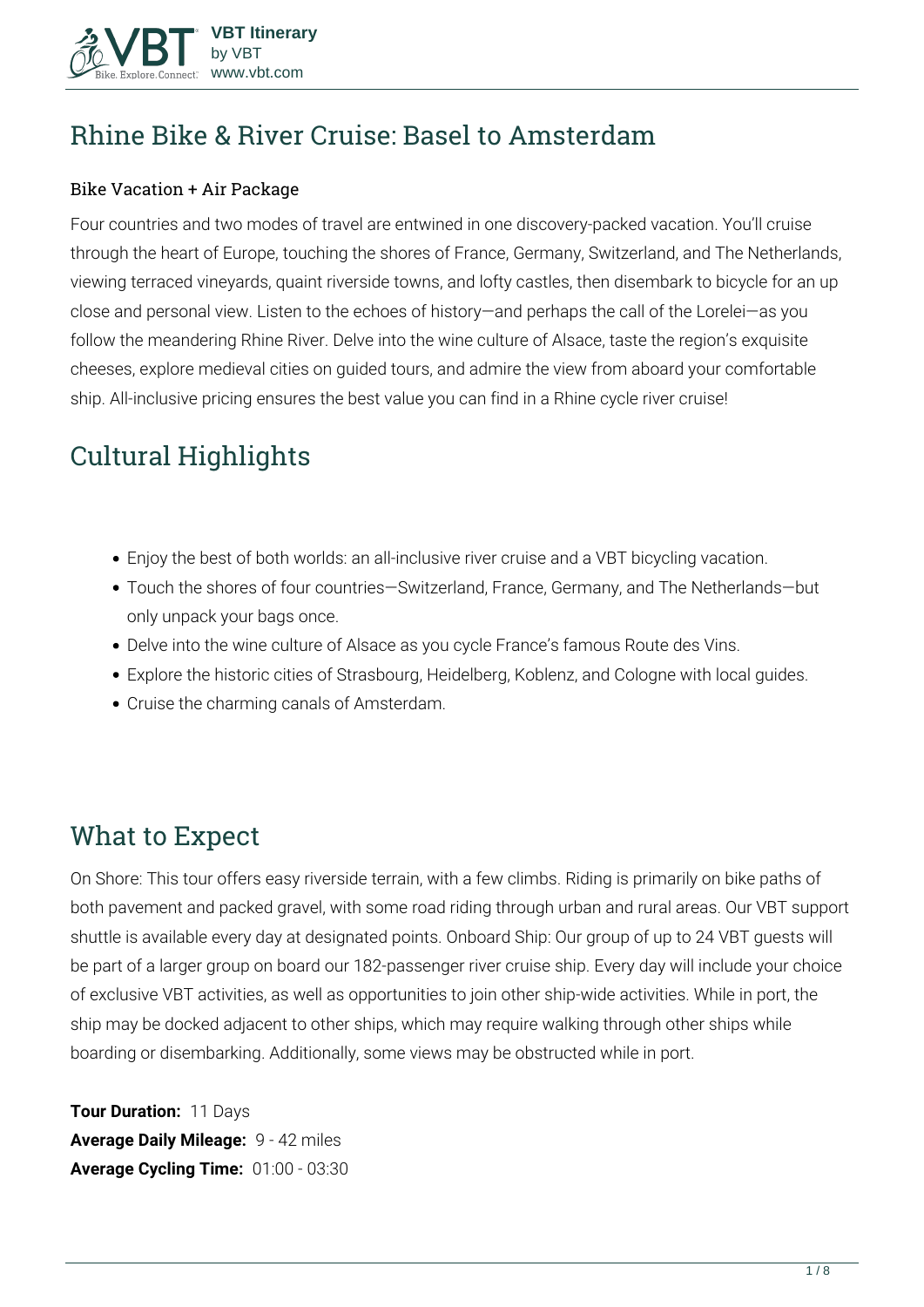# Rhine Bike & River Cruise: Basel to Amsterdam

Bike Vacation + Air Package

Four countries and two modes of travel are entwined in one discovery-packed vacation. You'll cruise through the heart of Europe, touching the shores of France, Germany, Switzerland, and The Netherlands, viewing terraced vineyards, quaint riverside towns, and lofty castles, then disembark to bicycle for an up close and personal view. Listen to the echoes of history—and perhaps the call of the Lorelei—as you follow the meandering Rhine River. Delve into the wine culture of Alsace, taste the region's exquisite cheeses, explore medieval cities on guided tours, and admire the view from aboard your comfortable ship. All-inclusive pricing ensures the best value you can find in a Rhine cycle river cruise!

## Cultural Highlights

- Enjoy the best of both worlds: an all-inclusive river cruise and a VBT bicycling vacation.
- Touch the shores of four countries—Switzerland, France, Germany, and The Netherlands—but only unpack your bags once.
- Delve into the wine culture of Alsace as you cycle France's famous Route des Vins.
- Explore the historic cities of Strasbourg, Heidelberg, Koblenz, and Cologne with local guides.
- Cruise the charming canals of Amsterdam.

## What to Expect

On Shore: This tour offers easy riverside terrain, with a few climbs. Riding is primarily on bike paths of both pavement and packed gravel, with some road riding through urban and rural areas. Our VBT support shuttle is available every day at designated points. Onboard Ship: Our group of up to 24 VBT guests will be part of a larger group on board our 182-passenger river cruise ship. Every day will include your choice of exclusive VBT activities, as well as opportunities to join other ship-wide activities. While in port, the ship may be docked adjacent to other ships, which may require walking through other ships while boarding or disembarking. Additionally, some views may be obstructed while in port.

**Tour Duration:** 11 Days
**Average Daily Mileage:** 9 - 42 miles
**Average Cycling Time:** 01:00 - 03:30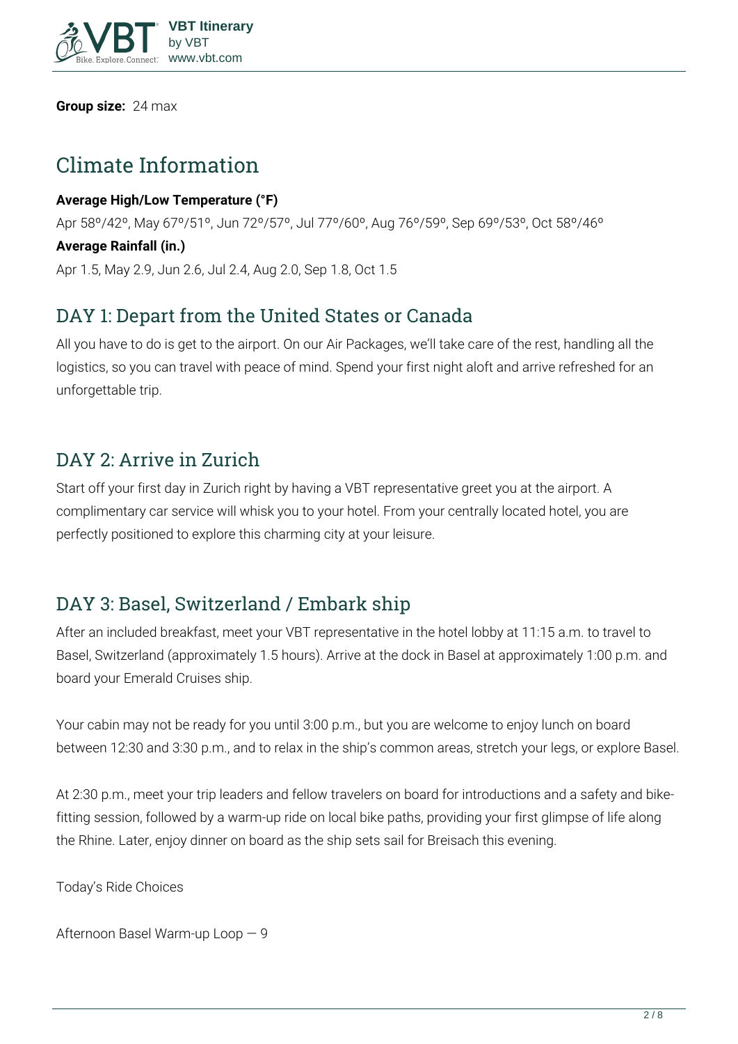**Group size:** 24 max

## Climate Information

**Average High/Low Temperature (°F)**

Apr 58º/42º, May 67º/51º, Jun 72º/57º, Jul 77º/60º, Aug 76º/59º, Sep 69º/53º, Oct 58º/46º

**Average Rainfall (in.)**

Apr 1.5, May 2.9, Jun 2.6, Jul 2.4, Aug 2.0, Sep 1.8, Oct 1.5

## DAY 1: Depart from the United States or Canada

All you have to do is get to the airport. On our Air Packages, we'll take care of the rest, handling all the logistics, so you can travel with peace of mind. Spend your first night aloft and arrive refreshed for an unforgettable trip.

## DAY 2: Arrive in Zurich

Start off your first day in Zurich right by having a VBT representative greet you at the airport. A complimentary car service will whisk you to your hotel. From your centrally located hotel, you are perfectly positioned to explore this charming city at your leisure.

## DAY 3: Basel, Switzerland / Embark ship

After an included breakfast, meet your VBT representative in the hotel lobby at 11:15 a.m. to travel to Basel, Switzerland (approximately 1.5 hours). Arrive at the dock in Basel at approximately 1:00 p.m. and board your Emerald Cruises ship.

Your cabin may not be ready for you until 3:00 p.m., but you are welcome to enjoy lunch on board between 12:30 and 3:30 p.m., and to relax in the ship's common areas, stretch your legs, or explore Basel.

At 2:30 p.m., meet your trip leaders and fellow travelers on board for introductions and a safety and bike-fitting session, followed by a warm-up ride on local bike paths, providing your first glimpse of life along the Rhine. Later, enjoy dinner on board as the ship sets sail for Breisach this evening.

Today's Ride Choices

Afternoon Basel Warm-up Loop — 9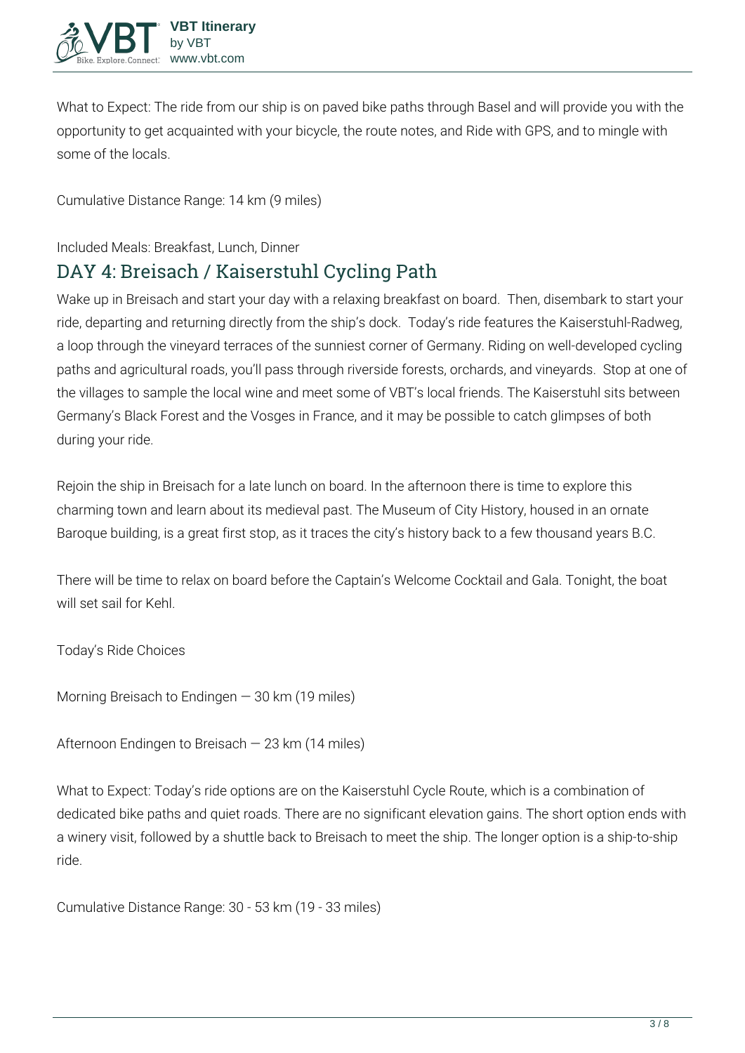What to Expect: The ride from our ship is on paved bike paths through Basel and will provide you with the opportunity to get acquainted with your bicycle, the route notes, and Ride with GPS, and to mingle with some of the locals.

Cumulative Distance Range: 14 km (9 miles)

Included Meals: Breakfast, Lunch, Dinner

## DAY 4: Breisach / Kaiserstuhl Cycling Path

Wake up in Breisach and start your day with a relaxing breakfast on board. Then, disembark to start your ride, departing and returning directly from the ship's dock. Today's ride features the Kaiserstuhl-Radweg, a loop through the vineyard terraces of the sunniest corner of Germany. Riding on well-developed cycling paths and agricultural roads, you'll pass through riverside forests, orchards, and vineyards. Stop at one of the villages to sample the local wine and meet some of VBT's local friends. The Kaiserstuhl sits between Germany's Black Forest and the Vosges in France, and it may be possible to catch glimpses of both during your ride.

Rejoin the ship in Breisach for a late lunch on board. In the afternoon there is time to explore this charming town and learn about its medieval past. The Museum of City History, housed in an ornate Baroque building, is a great first stop, as it traces the city's history back to a few thousand years B.C.

There will be time to relax on board before the Captain's Welcome Cocktail and Gala. Tonight, the boat will set sail for Kehl.

Today's Ride Choices

Morning Breisach to Endingen — 30 km (19 miles)

Afternoon Endingen to Breisach — 23 km (14 miles)

What to Expect: Today's ride options are on the Kaiserstuhl Cycle Route, which is a combination of dedicated bike paths and quiet roads. There are no significant elevation gains. The short option ends with a winery visit, followed by a shuttle back to Breisach to meet the ship. The longer option is a ship-to-ship ride.

Cumulative Distance Range: 30 - 53 km (19 - 33 miles)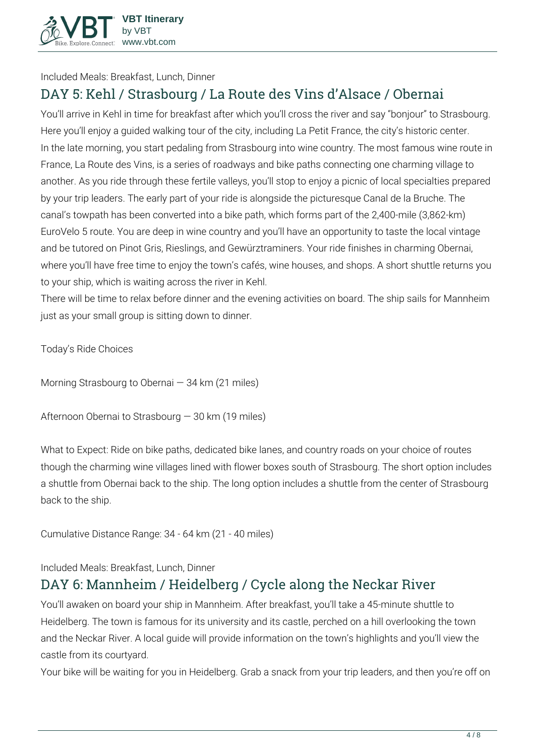Included Meals: Breakfast, Lunch, Dinner

## DAY 5: Kehl / Strasbourg / La Route des Vins d'Alsace / Obernai

You'll arrive in Kehl in time for breakfast after which you'll cross the river and say "bonjour" to Strasbourg. Here you'll enjoy a guided walking tour of the city, including La Petit France, the city's historic center.
In the late morning, you start pedaling from Strasbourg into wine country. The most famous wine route in France, La Route des Vins, is a series of roadways and bike paths connecting one charming village to another. As you ride through these fertile valleys, you'll stop to enjoy a picnic of local specialties prepared by your trip leaders. The early part of your ride is alongside the picturesque Canal de la Bruche. The canal's towpath has been converted into a bike path, which forms part of the 2,400-mile (3,862-km) EuroVelo 5 route. You are deep in wine country and you'll have an opportunity to taste the local vintage and be tutored on Pinot Gris, Rieslings, and Gewürztraminers. Your ride finishes in charming Obernai, where you'll have free time to enjoy the town's cafés, wine houses, and shops. A short shuttle returns you to your ship, which is waiting across the river in Kehl.
There will be time to relax before dinner and the evening activities on board. The ship sails for Mannheim just as your small group is sitting down to dinner.

Today's Ride Choices

Morning Strasbourg to Obernai — 34 km (21 miles)

Afternoon Obernai to Strasbourg — 30 km (19 miles)

What to Expect: Ride on bike paths, dedicated bike lanes, and country roads on your choice of routes though the charming wine villages lined with flower boxes south of Strasbourg. The short option includes a shuttle from Obernai back to the ship. The long option includes a shuttle from the center of Strasbourg back to the ship.

Cumulative Distance Range: 34 - 64 km (21 - 40 miles)

Included Meals: Breakfast, Lunch, Dinner

## DAY 6: Mannheim / Heidelberg / Cycle along the Neckar River

You'll awaken on board your ship in Mannheim. After breakfast, you'll take a 45-minute shuttle to Heidelberg. The town is famous for its university and its castle, perched on a hill overlooking the town and the Neckar River. A local guide will provide information on the town's highlights and you'll view the castle from its courtyard.
Your bike will be waiting for you in Heidelberg. Grab a snack from your trip leaders, and then you're off on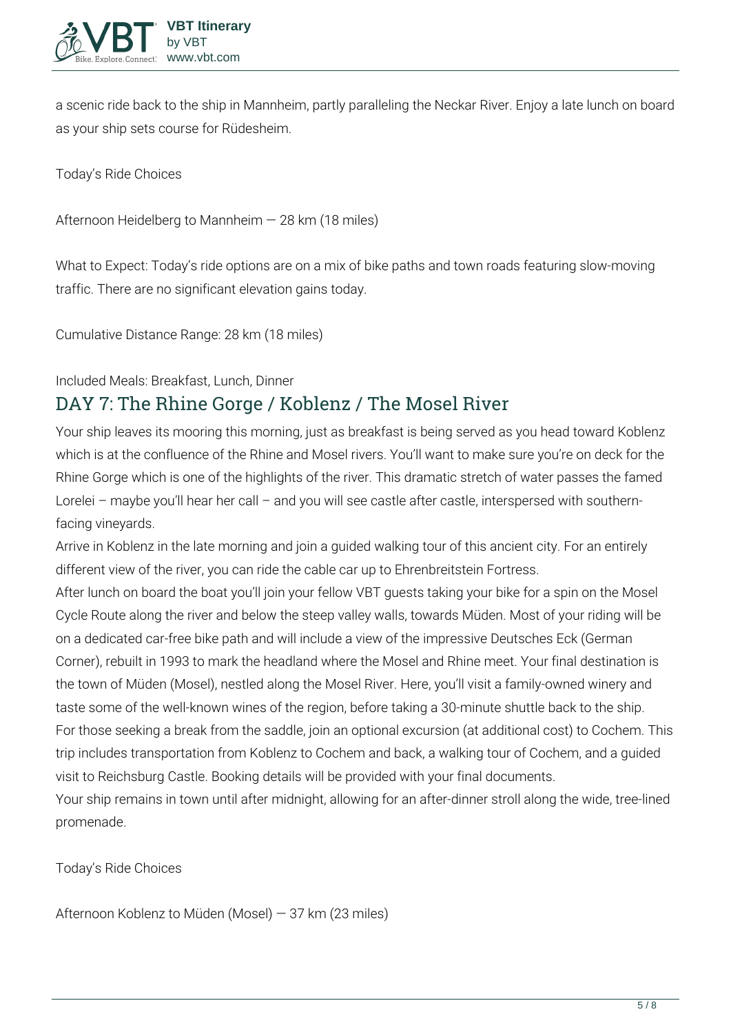a scenic ride back to the ship in Mannheim, partly paralleling the Neckar River. Enjoy a late lunch on board as your ship sets course for Rüdesheim.

Today's Ride Choices

Afternoon Heidelberg to Mannheim — 28 km (18 miles)

What to Expect: Today's ride options are on a mix of bike paths and town roads featuring slow-moving traffic. There are no significant elevation gains today.

Cumulative Distance Range: 28 km (18 miles)

Included Meals: Breakfast, Lunch, Dinner

## DAY 7: The Rhine Gorge / Koblenz / The Mosel River

Your ship leaves its mooring this morning, just as breakfast is being served as you head toward Koblenz which is at the confluence of the Rhine and Mosel rivers. You'll want to make sure you're on deck for the Rhine Gorge which is one of the highlights of the river. This dramatic stretch of water passes the famed Lorelei – maybe you'll hear her call – and you will see castle after castle, interspersed with southern-facing vineyards.

Arrive in Koblenz in the late morning and join a guided walking tour of this ancient city. For an entirely different view of the river, you can ride the cable car up to Ehrenbreitstein Fortress.

After lunch on board the boat you'll join your fellow VBT guests taking your bike for a spin on the Mosel Cycle Route along the river and below the steep valley walls, towards Müden. Most of your riding will be on a dedicated car-free bike path and will include a view of the impressive Deutsches Eck (German Corner), rebuilt in 1993 to mark the headland where the Mosel and Rhine meet. Your final destination is the town of Müden (Mosel), nestled along the Mosel River. Here, you'll visit a family-owned winery and taste some of the well-known wines of the region, before taking a 30-minute shuttle back to the ship.

For those seeking a break from the saddle, join an optional excursion (at additional cost) to Cochem. This trip includes transportation from Koblenz to Cochem and back, a walking tour of Cochem, and a guided visit to Reichsburg Castle. Booking details will be provided with your final documents.

Your ship remains in town until after midnight, allowing for an after-dinner stroll along the wide, tree-lined promenade.

Today's Ride Choices

Afternoon Koblenz to Müden (Mosel) — 37 km (23 miles)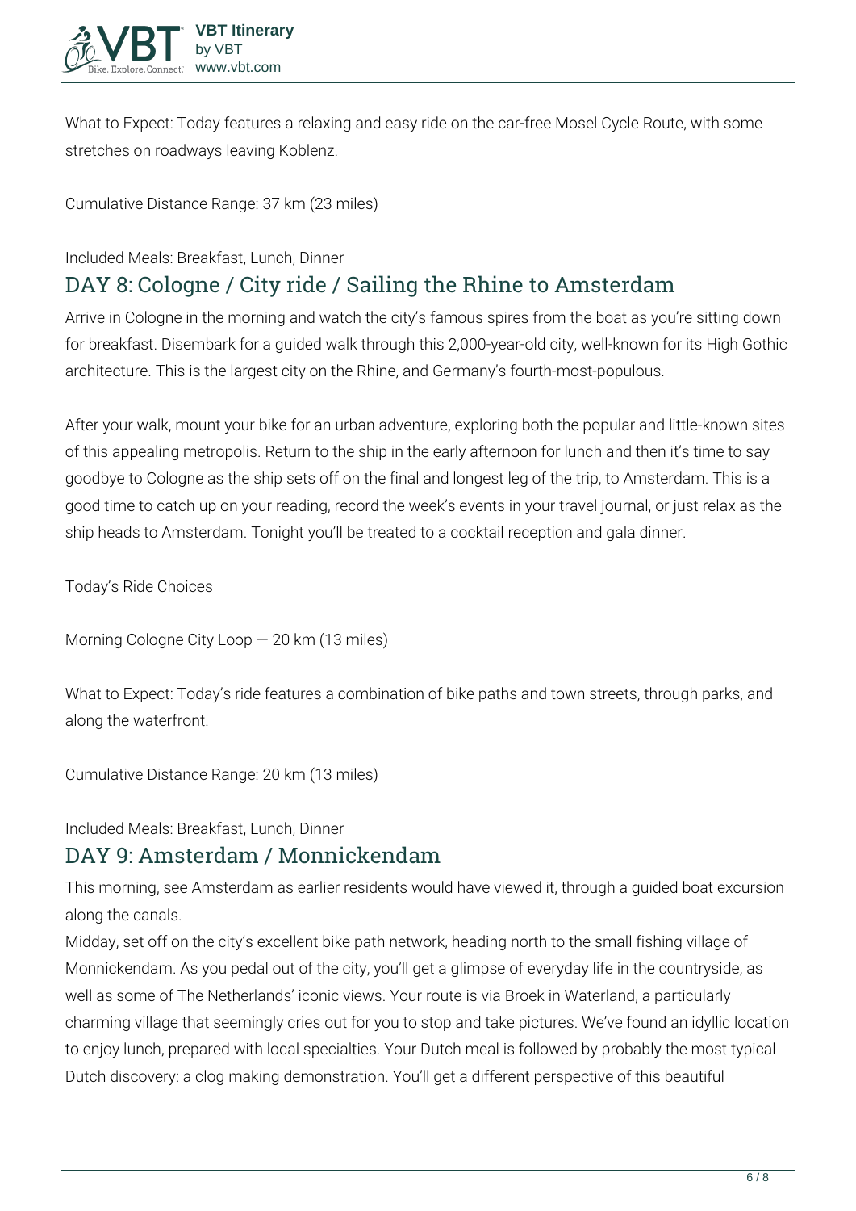What to Expect: Today features a relaxing and easy ride on the car-free Mosel Cycle Route, with some stretches on roadways leaving Koblenz.

Cumulative Distance Range: 37 km (23 miles)

Included Meals: Breakfast, Lunch, Dinner

## DAY 8: Cologne / City ride / Sailing the Rhine to Amsterdam

Arrive in Cologne in the morning and watch the city's famous spires from the boat as you're sitting down for breakfast. Disembark for a guided walk through this 2,000-year-old city, well-known for its High Gothic architecture. This is the largest city on the Rhine, and Germany's fourth-most-populous.

After your walk, mount your bike for an urban adventure, exploring both the popular and little-known sites of this appealing metropolis. Return to the ship in the early afternoon for lunch and then it's time to say goodbye to Cologne as the ship sets off on the final and longest leg of the trip, to Amsterdam. This is a good time to catch up on your reading, record the week's events in your travel journal, or just relax as the ship heads to Amsterdam. Tonight you'll be treated to a cocktail reception and gala dinner.

Today's Ride Choices

Morning Cologne City Loop — 20 km (13 miles)

What to Expect: Today's ride features a combination of bike paths and town streets, through parks, and along the waterfront.

Cumulative Distance Range: 20 km (13 miles)

Included Meals: Breakfast, Lunch, Dinner

## DAY 9: Amsterdam / Monnickendam

This morning, see Amsterdam as earlier residents would have viewed it, through a guided boat excursion along the canals.

Midday, set off on the city's excellent bike path network, heading north to the small fishing village of Monnickendam. As you pedal out of the city, you'll get a glimpse of everyday life in the countryside, as well as some of The Netherlands' iconic views. Your route is via Broek in Waterland, a particularly charming village that seemingly cries out for you to stop and take pictures. We've found an idyllic location to enjoy lunch, prepared with local specialties. Your Dutch meal is followed by probably the most typical Dutch discovery: a clog making demonstration. You'll get a different perspective of this beautiful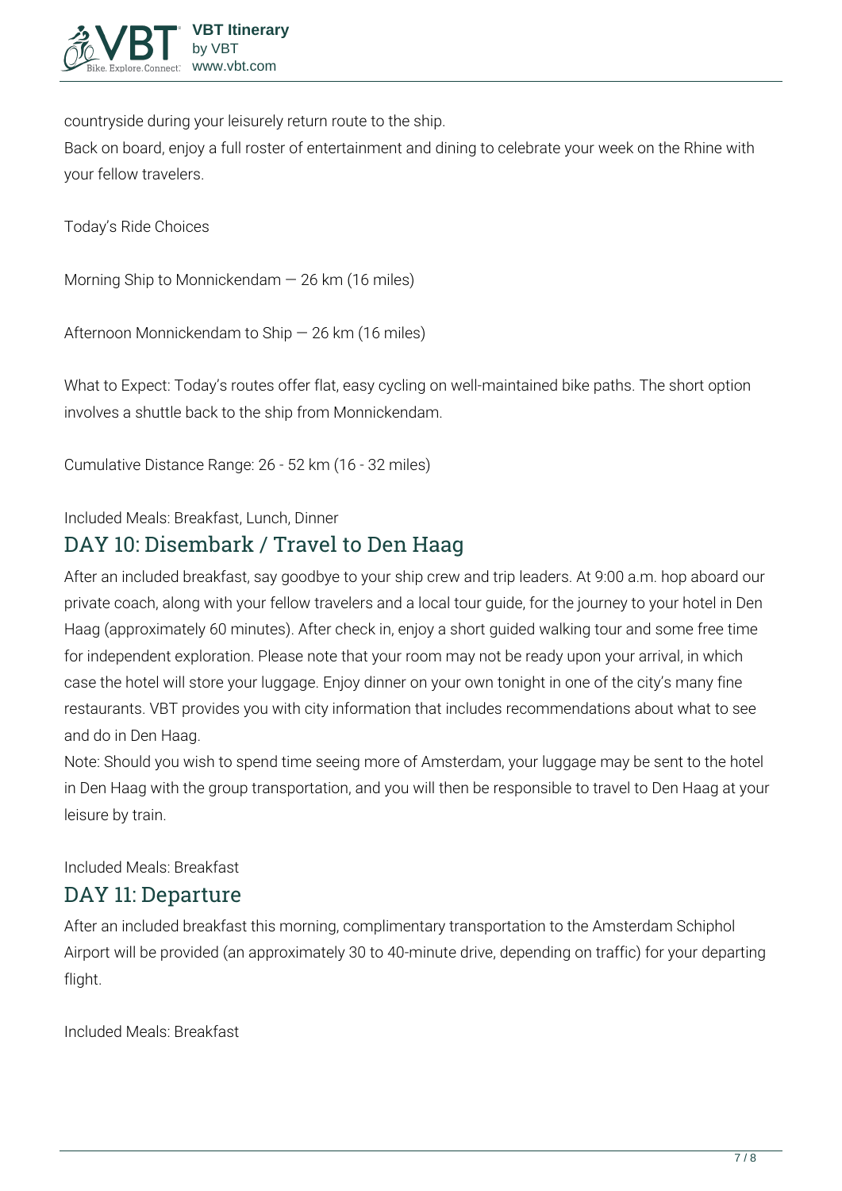countryside during your leisurely return route to the ship.

Back on board, enjoy a full roster of entertainment and dining to celebrate your week on the Rhine with your fellow travelers.

Today's Ride Choices

Morning Ship to Monnickendam — 26 km (16 miles)

Afternoon Monnickendam to Ship — 26 km (16 miles)

What to Expect: Today's routes offer flat, easy cycling on well-maintained bike paths. The short option involves a shuttle back to the ship from Monnickendam.

Cumulative Distance Range: 26 - 52 km (16 - 32 miles)

Included Meals: Breakfast, Lunch, Dinner

## DAY 10: Disembark / Travel to Den Haag

After an included breakfast, say goodbye to your ship crew and trip leaders. At 9:00 a.m. hop aboard our private coach, along with your fellow travelers and a local tour guide, for the journey to your hotel in Den Haag (approximately 60 minutes). After check in, enjoy a short guided walking tour and some free time for independent exploration. Please note that your room may not be ready upon your arrival, in which case the hotel will store your luggage. Enjoy dinner on your own tonight in one of the city's many fine restaurants. VBT provides you with city information that includes recommendations about what to see and do in Den Haag.

Note: Should you wish to spend time seeing more of Amsterdam, your luggage may be sent to the hotel in Den Haag with the group transportation, and you will then be responsible to travel to Den Haag at your leisure by train.

Included Meals: Breakfast

## DAY 11: Departure

After an included breakfast this morning, complimentary transportation to the Amsterdam Schiphol Airport will be provided (an approximately 30 to 40-minute drive, depending on traffic) for your departing flight.

Included Meals: Breakfast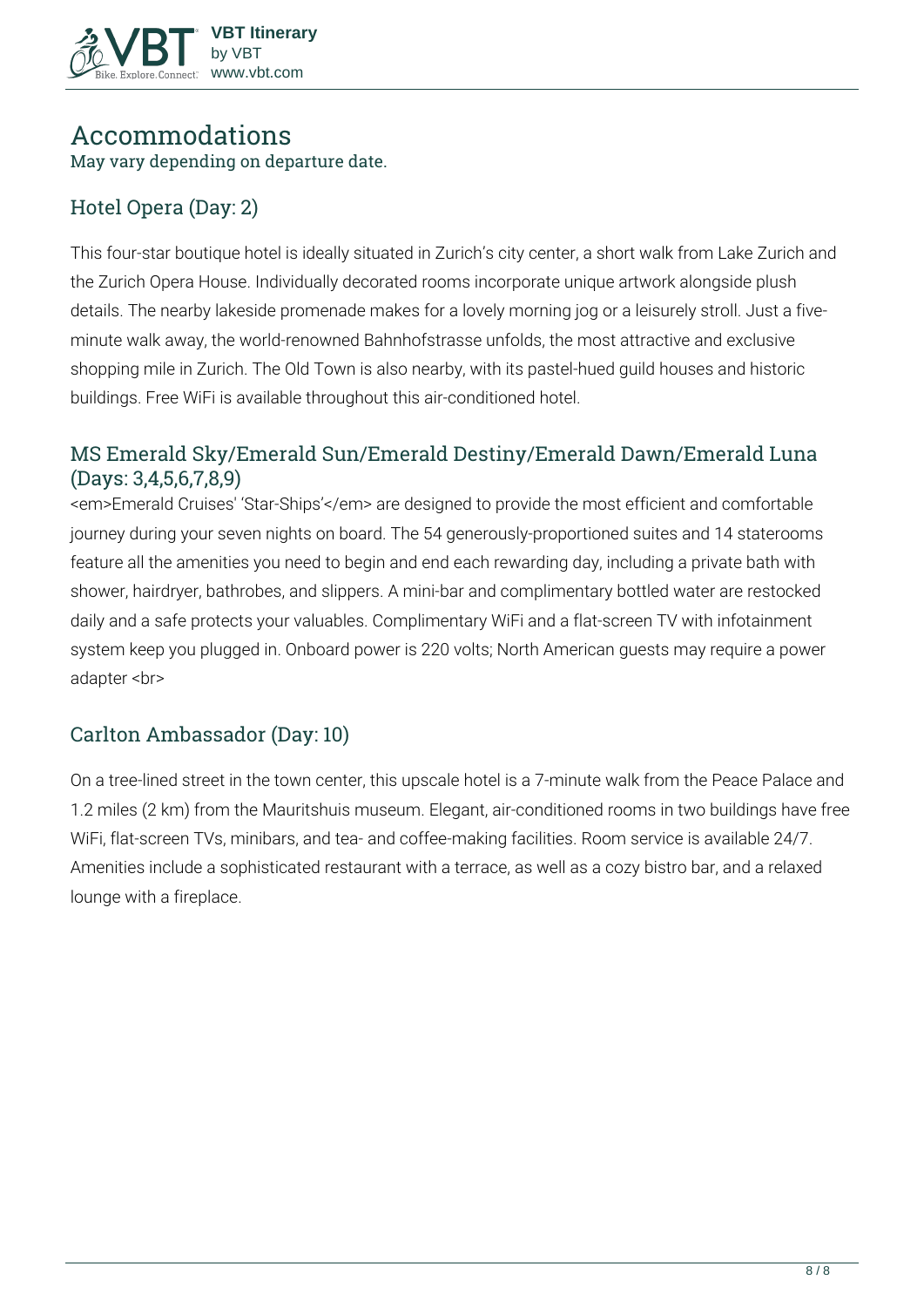# Accommodations

May vary depending on departure date.

## Hotel Opera (Day: 2)

This four-star boutique hotel is ideally situated in Zurich's city center, a short walk from Lake Zurich and the Zurich Opera House. Individually decorated rooms incorporate unique artwork alongside plush details. The nearby lakeside promenade makes for a lovely morning jog or a leisurely stroll. Just a five-minute walk away, the world-renowned Bahnhofstrasse unfolds, the most attractive and exclusive shopping mile in Zurich. The Old Town is also nearby, with its pastel-hued guild houses and historic buildings. Free WiFi is available throughout this air-conditioned hotel.

## MS Emerald Sky/Emerald Sun/Emerald Destiny/Emerald Dawn/Emerald Luna (Days: 3,4,5,6,7,8,9)

<em>Emerald Cruises' 'Star-Ships'</em> are designed to provide the most efficient and comfortable journey during your seven nights on board. The 54 generously-proportioned suites and 14 staterooms feature all the amenities you need to begin and end each rewarding day, including a private bath with shower, hairdryer, bathrobes, and slippers. A mini-bar and complimentary bottled water are restocked daily and a safe protects your valuables. Complimentary WiFi and a flat-screen TV with infotainment system keep you plugged in. Onboard power is 220 volts; North American guests may require a power adapter <br>

## Carlton Ambassador (Day: 10)

On a tree-lined street in the town center, this upscale hotel is a 7-minute walk from the Peace Palace and 1.2 miles (2 km) from the Mauritshuis museum. Elegant, air-conditioned rooms in two buildings have free WiFi, flat-screen TVs, minibars, and tea- and coffee-making facilities. Room service is available 24/7. Amenities include a sophisticated restaurant with a terrace, as well as a cozy bistro bar, and a relaxed lounge with a fireplace.